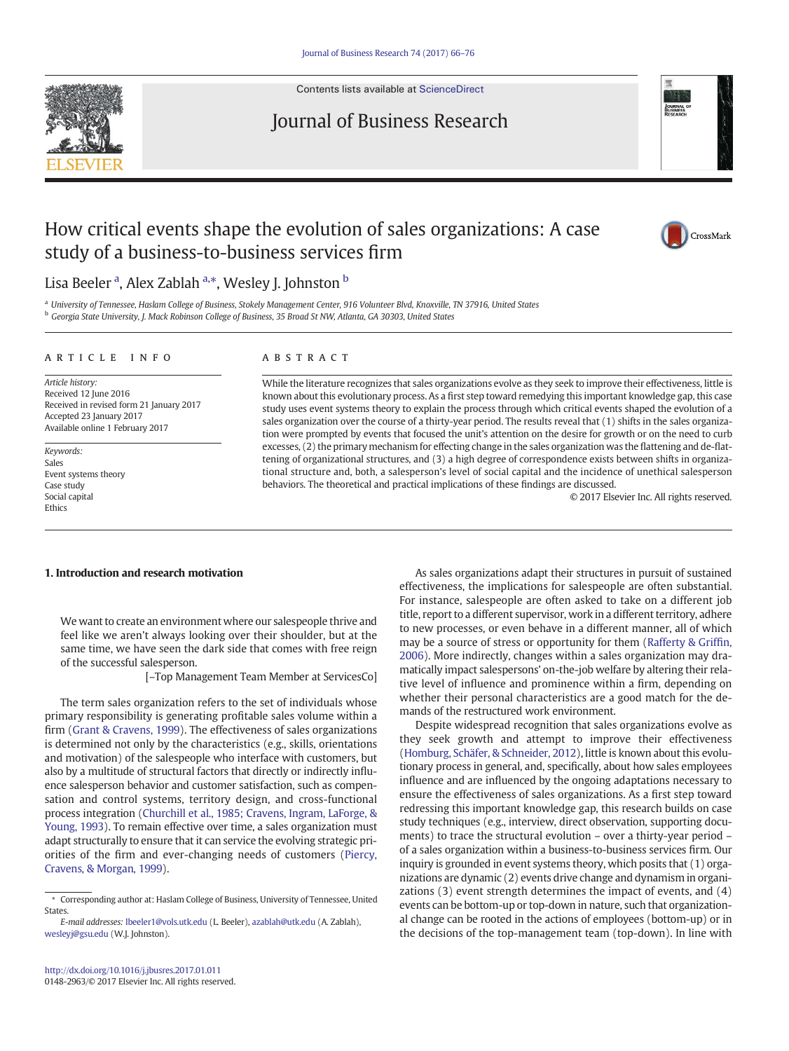Contents lists available at ScienceDirect

# Journal of Business Research

# How critical events shape the evolution of sales organizations: A case study of a business-to-business services firm

Lisa Beeler [a], Alex Zablah [a,*], Wesley J. Johnston [b]

[a] University of Tennessee, Haslam College of Business, Stokely Management Center, 916 Volunteer Blvd, Knoxville, TN 37916, United States
[b] Georgia State University, J. Mack Robinson College of Business, 35 Broad St NW, Atlanta, GA 30303, United States

**ARTICLE INFO**

*Article history:*
Received 12 June 2016
Received in revised form 21 January 2017
Accepted 23 January 2017
Available online 1 February 2017

*Keywords:*
Sales
Event systems theory
Case study
Social capital
Ethics

**ABSTRACT**

While the literature recognizes that sales organizations evolve as they seek to improve their effectiveness, little is known about this evolutionary process. As a first step toward remedying this important knowledge gap, this case study uses event systems theory to explain the process through which critical events shaped the evolution of a sales organization over the course of a thirty-year period. The results reveal that (1) shifts in the sales organization were prompted by events that focused the unit's attention on the desire for growth or on the need to curb excesses, (2) the primary mechanism for effecting change in the sales organization was the flattening and de-flattening of organizational structures, and (3) a high degree of correspondence exists between shifts in organizational structure and, both, a salesperson's level of social capital and the incidence of unethical salesperson behaviors. The theoretical and practical implications of these findings are discussed.

© 2017 Elsevier Inc. All rights reserved.

## 1. Introduction and research motivation

> We want to create an environment where our salespeople thrive and feel like we aren't always looking over their shoulder, but at the same time, we have seen the dark side that comes with free reign of the successful salesperson.
>
> [–Top Management Team Member at ServicesCo]

The term sales organization refers to the set of individuals whose primary responsibility is generating profitable sales volume within a firm (Grant & Cravens, 1999). The effectiveness of sales organizations is determined not only by the characteristics (e.g., skills, orientations and motivation) of the salespeople who interface with customers, but also by a multitude of structural factors that directly or indirectly influence salesperson behavior and customer satisfaction, such as compensation and control systems, territory design, and cross-functional process integration (Churchill et al., 1985; Cravens, Ingram, LaForge, & Young, 1993). To remain effective over time, a sales organization must adapt structurally to ensure that it can service the evolving strategic priorities of the firm and ever-changing needs of customers (Piercy, Cravens, & Morgan, 1999).

As sales organizations adapt their structures in pursuit of sustained effectiveness, the implications for salespeople are often substantial. For instance, salespeople are often asked to take on a different job title, report to a different supervisor, work in a different territory, adhere to new processes, or even behave in a different manner, all of which may be a source of stress or opportunity for them (Rafferty & Griffin, 2006). More indirectly, changes within a sales organization may dramatically impact salespersons' on-the-job welfare by altering their relative level of influence and prominence within a firm, depending on whether their personal characteristics are a good match for the demands of the restructured work environment.

Despite widespread recognition that sales organizations evolve as they seek growth and attempt to improve their effectiveness (Homburg, Schäfer, & Schneider, 2012), little is known about this evolutionary process in general, and, specifically, about how sales employees influence and are influenced by the ongoing adaptations necessary to ensure the effectiveness of sales organizations. As a first step toward redressing this important knowledge gap, this research builds on case study techniques (e.g., interview, direct observation, supporting documents) to trace the structural evolution – over a thirty-year period – of a sales organization within a business-to-business services firm. Our inquiry is grounded in event systems theory, which posits that (1) organizations are dynamic (2) events drive change and dynamism in organizations (3) event strength determines the impact of events, and (4) events can be bottom-up or top-down in nature, such that organizational change can be rooted in the actions of employees (bottom-up) or in the decisions of the top-management team (top-down). In line with

* Corresponding author at: Haslam College of Business, University of Tennessee, United States.
*E-mail addresses:* lbeeler1@vols.utk.edu (L. Beeler), azablah@utk.edu (A. Zablah), wesleyj@gsu.edu (W.J. Johnston).

http://dx.doi.org/10.1016/j.jbusres.2017.01.011
0148-2963/© 2017 Elsevier Inc. All rights reserved.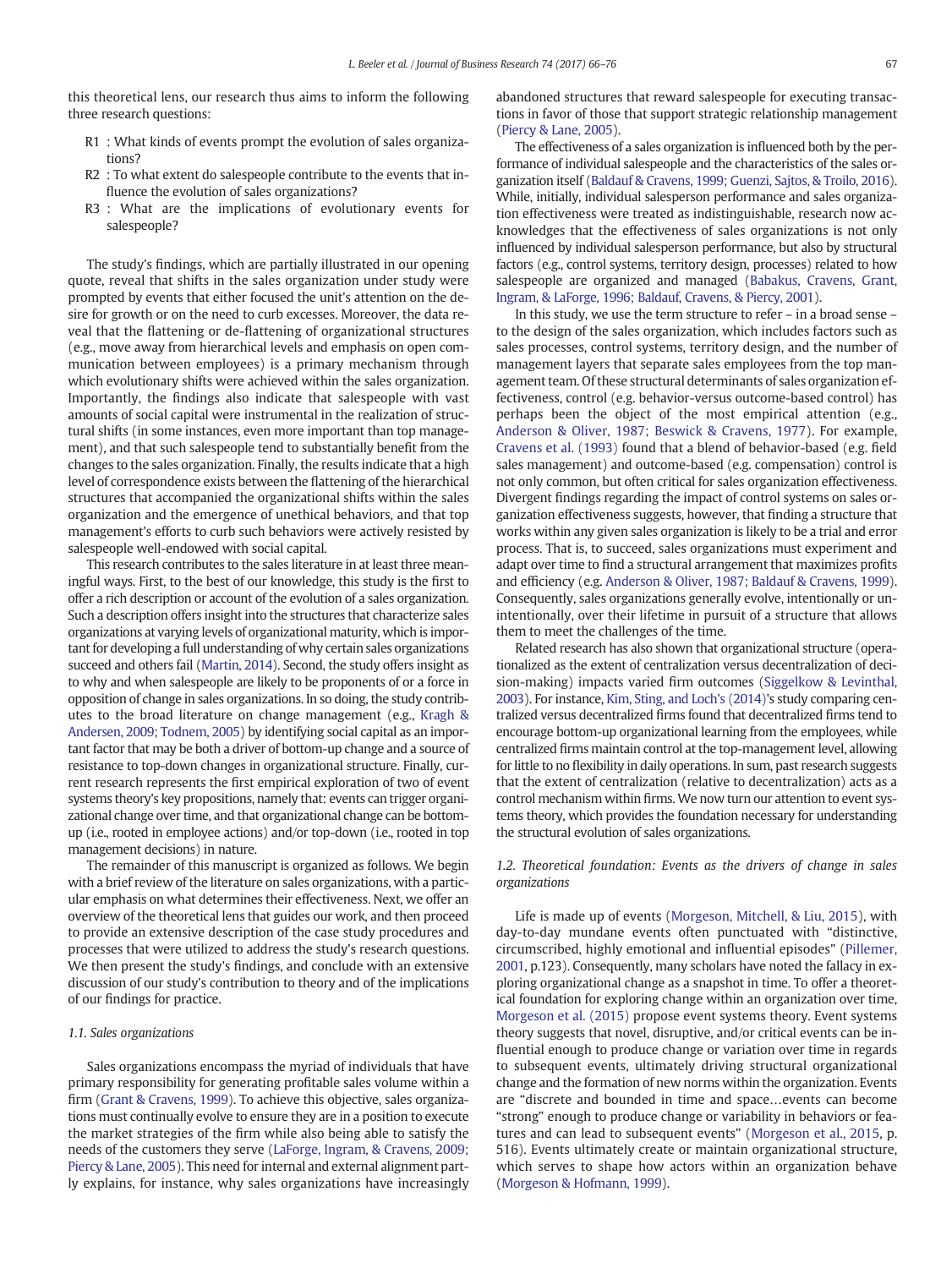this theoretical lens, our research thus aims to inform the following three research questions:

- R1 : What kinds of events prompt the evolution of sales organizations?
- R2 : To what extent do salespeople contribute to the events that influence the evolution of sales organizations?
- R3 : What are the implications of evolutionary events for salespeople?

The study's findings, which are partially illustrated in our opening quote, reveal that shifts in the sales organization under study were prompted by events that either focused the unit's attention on the desire for growth or on the need to curb excesses. Moreover, the data reveal that the flattening or de-flattening of organizational structures (e.g., move away from hierarchical levels and emphasis on open communication between employees) is a primary mechanism through which evolutionary shifts were achieved within the sales organization. Importantly, the findings also indicate that salespeople with vast amounts of social capital were instrumental in the realization of structural shifts (in some instances, even more important than top management), and that such salespeople tend to substantially benefit from the changes to the sales organization. Finally, the results indicate that a high level of correspondence exists between the flattening of the hierarchical structures that accompanied the organizational shifts within the sales organization and the emergence of unethical behaviors, and that top management's efforts to curb such behaviors were actively resisted by salespeople well-endowed with social capital.

This research contributes to the sales literature in at least three meaningful ways. First, to the best of our knowledge, this study is the first to offer a rich description or account of the evolution of a sales organization. Such a description offers insight into the structures that characterize sales organizations at varying levels of organizational maturity, which is important for developing a full understanding of why certain sales organizations succeed and others fail (Martin, 2014). Second, the study offers insight as to why and when salespeople are likely to be proponents of or a force in opposition of change in sales organizations. In so doing, the study contributes to the broad literature on change management (e.g., Kragh & Andersen, 2009; Todnem, 2005) by identifying social capital as an important factor that may be both a driver of bottom-up change and a source of resistance to top-down changes in organizational structure. Finally, current research represents the first empirical exploration of two of event systems theory's key propositions, namely that: events can trigger organizational change over time, and that organizational change can be bottom-up (i.e., rooted in employee actions) and/or top-down (i.e., rooted in top management decisions) in nature.

The remainder of this manuscript is organized as follows. We begin with a brief review of the literature on sales organizations, with a particular emphasis on what determines their effectiveness. Next, we offer an overview of the theoretical lens that guides our work, and then proceed to provide an extensive description of the case study procedures and processes that were utilized to address the study's research questions. We then present the study's findings, and conclude with an extensive discussion of our study's contribution to theory and of the implications of our findings for practice.

### 1.1. Sales organizations

Sales organizations encompass the myriad of individuals that have primary responsibility for generating profitable sales volume within a firm (Grant & Cravens, 1999). To achieve this objective, sales organizations must continually evolve to ensure they are in a position to execute the market strategies of the firm while also being able to satisfy the needs of the customers they serve (LaForge, Ingram, & Cravens, 2009; Piercy & Lane, 2005). This need for internal and external alignment partly explains, for instance, why sales organizations have increasingly abandoned structures that reward salespeople for executing transactions in favor of those that support strategic relationship management (Piercy & Lane, 2005).

The effectiveness of a sales organization is influenced both by the performance of individual salespeople and the characteristics of the sales organization itself (Baldauf & Cravens, 1999; Guenzi, Sajtos, & Troilo, 2016). While, initially, individual salesperson performance and sales organization effectiveness were treated as indistinguishable, research now acknowledges that the effectiveness of sales organizations is not only influenced by individual salesperson performance, but also by structural factors (e.g., control systems, territory design, processes) related to how salespeople are organized and managed (Babakus, Cravens, Grant, Ingram, & LaForge, 1996; Baldauf, Cravens, & Piercy, 2001).

In this study, we use the term structure to refer – in a broad sense – to the design of the sales organization, which includes factors such as sales processes, control systems, territory design, and the number of management layers that separate sales employees from the top management team. Of these structural determinants of sales organization effectiveness, control (e.g. behavior-versus outcome-based control) has perhaps been the object of the most empirical attention (e.g., Anderson & Oliver, 1987; Beswick & Cravens, 1977). For example, Cravens et al. (1993) found that a blend of behavior-based (e.g. field sales management) and outcome-based (e.g. compensation) control is not only common, but often critical for sales organization effectiveness. Divergent findings regarding the impact of control systems on sales organization effectiveness suggests, however, that finding a structure that works within any given sales organization is likely to be a trial and error process. That is, to succeed, sales organizations must experiment and adapt over time to find a structural arrangement that maximizes profits and efficiency (e.g. Anderson & Oliver, 1987; Baldauf & Cravens, 1999). Consequently, sales organizations generally evolve, intentionally or unintentionally, over their lifetime in pursuit of a structure that allows them to meet the challenges of the time.

Related research has also shown that organizational structure (operationalized as the extent of centralization versus decentralization of decision-making) impacts varied firm outcomes (Siggelkow & Levinthal, 2003). For instance, Kim, Sting, and Loch's (2014)'s study comparing centralized versus decentralized firms found that decentralized firms tend to encourage bottom-up organizational learning from the employees, while centralized firms maintain control at the top-management level, allowing for little to no flexibility in daily operations. In sum, past research suggests that the extent of centralization (relative to decentralization) acts as a control mechanism within firms. We now turn our attention to event systems theory, which provides the foundation necessary for understanding the structural evolution of sales organizations.

### 1.2. Theoretical foundation: Events as the drivers of change in sales organizations

Life is made up of events (Morgeson, Mitchell, & Liu, 2015), with day-to-day mundane events often punctuated with "distinctive, circumscribed, highly emotional and influential episodes" (Pillemer, 2001, p.123). Consequently, many scholars have noted the fallacy in exploring organizational change as a snapshot in time. To offer a theoretical foundation for exploring change within an organization over time, Morgeson et al. (2015) propose event systems theory. Event systems theory suggests that novel, disruptive, and/or critical events can be influential enough to produce change or variation over time in regards to subsequent events, ultimately driving structural organizational change and the formation of new norms within the organization. Events are "discrete and bounded in time and space…events can become "strong" enough to produce change or variability in behaviors or features and can lead to subsequent events" (Morgeson et al., 2015, p. 516). Events ultimately create or maintain organizational structure, which serves to shape how actors within an organization behave (Morgeson & Hofmann, 1999).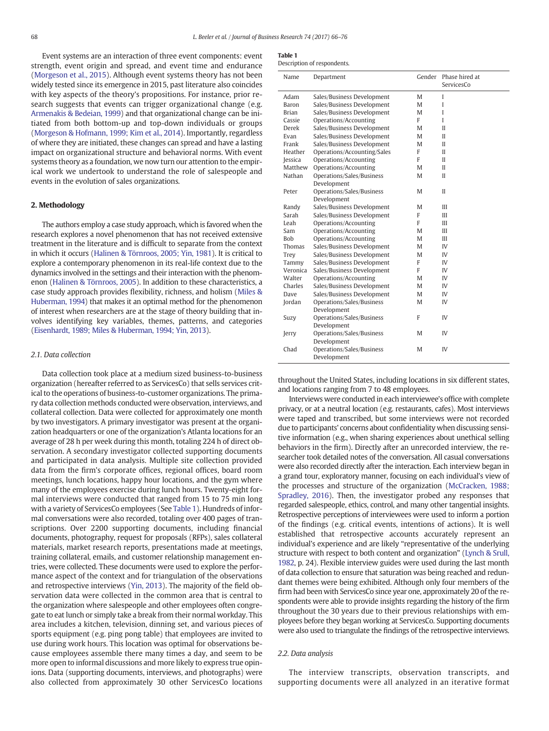Event systems are an interaction of three event components: event strength, event origin and spread, and event time and endurance (Morgeson et al., 2015). Although event systems theory has not been widely tested since its emergence in 2015, past literature also coincides with key aspects of the theory's propositions. For instance, prior research suggests that events can trigger organizational change (e.g. Armenakis & Bedeian, 1999) and that organizational change can be initiated from both bottom-up and top-down individuals or groups (Morgeson & Hofmann, 1999; Kim et al., 2014). Importantly, regardless of where they are initiated, these changes can spread and have a lasting impact on organizational structure and behavioral norms. With event systems theory as a foundation, we now turn our attention to the empirical work we undertook to understand the role of salespeople and events in the evolution of sales organizations.

## 2. Methodology

The authors employ a case study approach, which is favored when the research explores a novel phenomenon that has not received extensive treatment in the literature and is difficult to separate from the context in which it occurs (Halinen & Törnroos, 2005; Yin, 1981). It is critical to explore a contemporary phenomenon in its real-life context due to the dynamics involved in the settings and their interaction with the phenomenon (Halinen & Törnroos, 2005). In addition to these characteristics, a case study approach provides flexibility, richness, and holism (Miles & Huberman, 1994) that makes it an optimal method for the phenomenon of interest when researchers are at the stage of theory building that involves identifying key variables, themes, patterns, and categories (Eisenhardt, 1989; Miles & Huberman, 1994; Yin, 2013).

### 2.1. Data collection

Data collection took place at a medium sized business-to-business organization (hereafter referred to as ServicesCo) that sells services critical to the operations of business-to-customer organizations. The primary data collection methods conducted were observation, interviews, and collateral collection. Data were collected for approximately one month by two investigators. A primary investigator was present at the organization headquarters or one of the organization's Atlanta locations for an average of 28 h per week during this month, totaling 224 h of direct observation. A secondary investigator collected supporting documents and participated in data analysis. Multiple site collection provided data from the firm's corporate offices, regional offices, board room meetings, lunch locations, happy hour locations, and the gym where many of the employees exercise during lunch hours. Twenty-eight formal interviews were conducted that ranged from 15 to 75 min long with a variety of ServicesCo employees (See Table 1). Hundreds of informal conversations were also recorded, totaling over 400 pages of transcriptions. Over 2200 supporting documents, including financial documents, photography, request for proposals (RFPs), sales collateral materials, market research reports, presentations made at meetings, training collateral, emails, and customer relationship management entries, were collected. These documents were used to explore the performance aspect of the context and for triangulation of the observations and retrospective interviews (Yin, 2013). The majority of the field observation data were collected in the common area that is central to the organization where salespeople and other employees often congregate to eat lunch or simply take a break from their normal workday. This area includes a kitchen, television, dinning set, and various pieces of sports equipment (e.g. ping pong table) that employees are invited to use during work hours. This location was optimal for observations because employees assemble there many times a day, and seem to be more open to informal discussions and more likely to express true opinions. Data (supporting documents, interviews, and photographs) were also collected from approximately 30 other ServicesCo locations throughout the United States, including locations in six different states, and locations ranging from 7 to 48 employees.

**Table 1**
Description of respondents.

| Name | Department | Gender | Phase hired at ServicesCo |
|---|---|---|---|
| Adam | Sales/Business Development | M | I |
| Baron | Sales/Business Development | M | I |
| Brian | Sales/Business Development | M | I |
| Cassie | Operations/Accounting | F | I |
| Derek | Sales/Business Development | M | II |
| Evan | Sales/Business Development | M | II |
| Frank | Sales/Business Development | M | II |
| Heather | Operations/Accounting/Sales | F | II |
| Jessica | Operations/Accounting | F | II |
| Matthew | Operations/Accounting | M | II |
| Nathan | Operations/Sales/Business Development | M | II |
| Peter | Operations/Sales/Business Development | M | II |
| Randy | Sales/Business Development | M | III |
| Sarah | Sales/Business Development | F | III |
| Leah | Operations/Accounting | F | III |
| Sam | Operations/Accounting | M | III |
| Bob | Operations/Accounting | M | III |
| Thomas | Sales/Business Development | M | IV |
| Trey | Sales/Business Development | M | IV |
| Tammy | Sales/Business Development | F | IV |
| Veronica | Sales/Business Development | F | IV |
| Walter | Operations/Accounting | M | IV |
| Charles | Sales/Business Development | M | IV |
| Dave | Sales/Business Development | M | IV |
| Jordan | Operations/Sales/Business Development | M | IV |
| Suzy | Operations/Sales/Business Development | F | IV |
| Jerry | Operations/Sales/Business Development | M | IV |
| Chad | Operations/Sales/Business Development | M | IV |

Interviews were conducted in each interviewee's office with complete privacy, or at a neutral location (e.g. restaurants, cafes). Most interviews were taped and transcribed, but some interviews were not recorded due to participants' concerns about confidentiality when discussing sensitive information (e.g., when sharing experiences about unethical selling behaviors in the firm). Directly after an unrecorded interview, the researcher took detailed notes of the conversation. All casual conversations were also recorded directly after the interaction. Each interview began in a grand tour, exploratory manner, focusing on each individual's view of the processes and structure of the organization (McCracken, 1988; Spradley, 2016). Then, the investigator probed any responses that regarded salespeople, ethics, control, and many other tangential insights. Retrospective perceptions of interviewees were used to inform a portion of the findings (e.g. critical events, intentions of actions). It is well established that retrospective accounts accurately represent an individual's experience and are likely "representative of the underlying structure with respect to both content and organization" (Lynch & Srull, 1982, p. 24). Flexible interview guides were used during the last month of data collection to ensure that saturation was being reached and redundant themes were being exhibited. Although only four members of the firm had been with ServicesCo since year one, approximately 20 of the respondents were able to provide insights regarding the history of the firm throughout the 30 years due to their previous relationships with employees before they began working at ServicesCo. Supporting documents were also used to triangulate the findings of the retrospective interviews.

### 2.2. Data analysis

The interview transcripts, observation transcripts, and supporting documents were all analyzed in an iterative format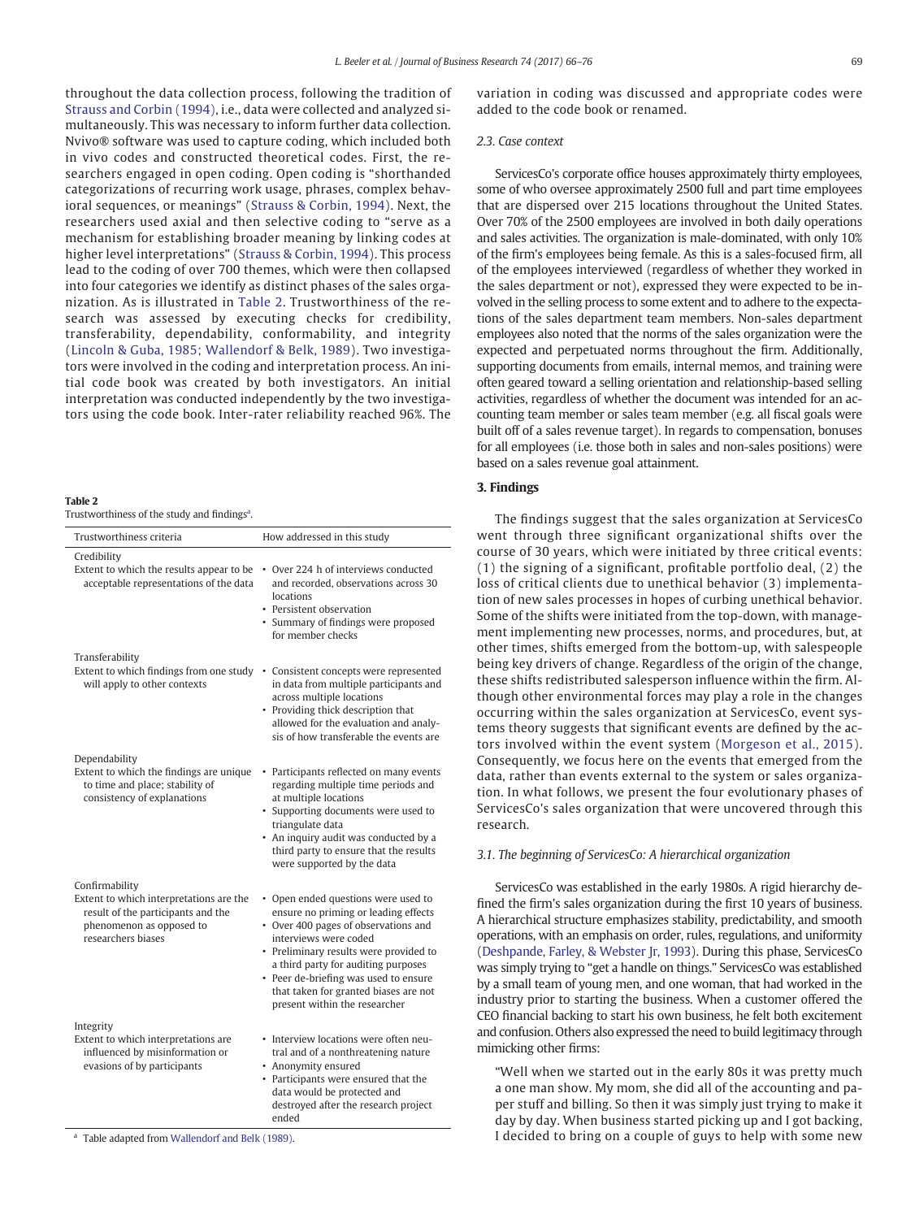throughout the data collection process, following the tradition of Strauss and Corbin (1994), i.e., data were collected and analyzed simultaneously. This was necessary to inform further data collection. Nvivo® software was used to capture coding, which included both in vivo codes and constructed theoretical codes. First, the researchers engaged in open coding. Open coding is "shorthanded categorizations of recurring work usage, phrases, complex behavioral sequences, or meanings" (Strauss & Corbin, 1994). Next, the researchers used axial and then selective coding to "serve as a mechanism for establishing broader meaning by linking codes at higher level interpretations" (Strauss & Corbin, 1994). This process lead to the coding of over 700 themes, which were then collapsed into four categories we identify as distinct phases of the sales organization. As is illustrated in Table 2. Trustworthiness of the research was assessed by executing checks for credibility, transferability, dependability, conformability, and integrity (Lincoln & Guba, 1985; Wallendorf & Belk, 1989). Two investigators were involved in the coding and interpretation process. An initial code book was created by both investigators. An initial interpretation was conducted independently by the two investigators using the code book. Inter-rater reliability reached 96%. The variation in coding was discussed and appropriate codes were added to the code book or renamed.

**Table 2**
Trustworthiness of the study and findings[a].

| Trustworthiness criteria | How addressed in this study |
|---|---|
| Credibility<br>Extent to which the results appear to be acceptable representations of the data | • Over 224 h of interviews conducted and recorded, observations across 30 locations<br>• Persistent observation<br>• Summary of findings were proposed for member checks |
| Transferability<br>Extent to which findings from one study will apply to other contexts | • Consistent concepts were represented in data from multiple participants and across multiple locations<br>• Providing thick description that allowed for the evaluation and analysis of how transferable the events are |
| Dependability<br>Extent to which the findings are unique to time and place; stability of consistency of explanations | • Participants reflected on many events regarding multiple time periods and at multiple locations<br>• Supporting documents were used to triangulate data<br>• An inquiry audit was conducted by a third party to ensure that the results were supported by the data |
| Confirmability<br>Extent to which interpretations are the result of the participants and the phenomenon as opposed to researchers biases | • Open ended questions were used to ensure no priming or leading effects<br>• Over 400 pages of observations and interviews were coded<br>• Preliminary results were provided to a third party for auditing purposes<br>• Peer de-briefing was used to ensure that taken for granted biases are not present within the researcher |
| Integrity<br>Extent to which interpretations are influenced by misinformation or evasions of by participants | • Interview locations were often neutral and of a nonthreatening nature<br>• Anonymity ensured<br>• Participants were ensured that the data would be protected and destroyed after the research project ended |

[a] Table adapted from Wallendorf and Belk (1989).

### 2.3. Case context

ServicesCo's corporate office houses approximately thirty employees, some of who oversee approximately 2500 full and part time employees that are dispersed over 215 locations throughout the United States. Over 70% of the 2500 employees are involved in both daily operations and sales activities. The organization is male-dominated, with only 10% of the firm's employees being female. As this is a sales-focused firm, all of the employees interviewed (regardless of whether they worked in the sales department or not), expressed they were expected to be involved in the selling process to some extent and to adhere to the expectations of the sales department team members. Non-sales department employees also noted that the norms of the sales organization were the expected and perpetuated norms throughout the firm. Additionally, supporting documents from emails, internal memos, and training were often geared toward a selling orientation and relationship-based selling activities, regardless of whether the document was intended for an accounting team member or sales team member (e.g. all fiscal goals were built off of a sales revenue target). In regards to compensation, bonuses for all employees (i.e. those both in sales and non-sales positions) were based on a sales revenue goal attainment.

## 3. Findings

The findings suggest that the sales organization at ServicesCo went through three significant organizational shifts over the course of 30 years, which were initiated by three critical events: (1) the signing of a significant, profitable portfolio deal, (2) the loss of critical clients due to unethical behavior (3) implementation of new sales processes in hopes of curbing unethical behavior. Some of the shifts were initiated from the top-down, with management implementing new processes, norms, and procedures, but, at other times, shifts emerged from the bottom-up, with salespeople being key drivers of change. Regardless of the origin of the change, these shifts redistributed salesperson influence within the firm. Although other environmental forces may play a role in the changes occurring within the sales organization at ServicesCo, event systems theory suggests that significant events are defined by the actors involved within the event system (Morgeson et al., 2015). Consequently, we focus here on the events that emerged from the data, rather than events external to the system or sales organization. In what follows, we present the four evolutionary phases of ServicesCo's sales organization that were uncovered through this research.

### 3.1. The beginning of ServicesCo: A hierarchical organization

ServicesCo was established in the early 1980s. A rigid hierarchy defined the firm's sales organization during the first 10 years of business. A hierarchical structure emphasizes stability, predictability, and smooth operations, with an emphasis on order, rules, regulations, and uniformity (Deshpande, Farley, & Webster Jr, 1993). During this phase, ServicesCo was simply trying to "get a handle on things." ServicesCo was established by a small team of young men, and one woman, that had worked in the industry prior to starting the business. When a customer offered the CEO financial backing to start his own business, he felt both excitement and confusion. Others also expressed the need to build legitimacy through mimicking other firms:

> "Well when we started out in the early 80s it was pretty much a one man show. My mom, she did all of the accounting and paper stuff and billing. So then it was simply just trying to make it day by day. When business started picking up and I got backing, I decided to bring on a couple of guys to help with some new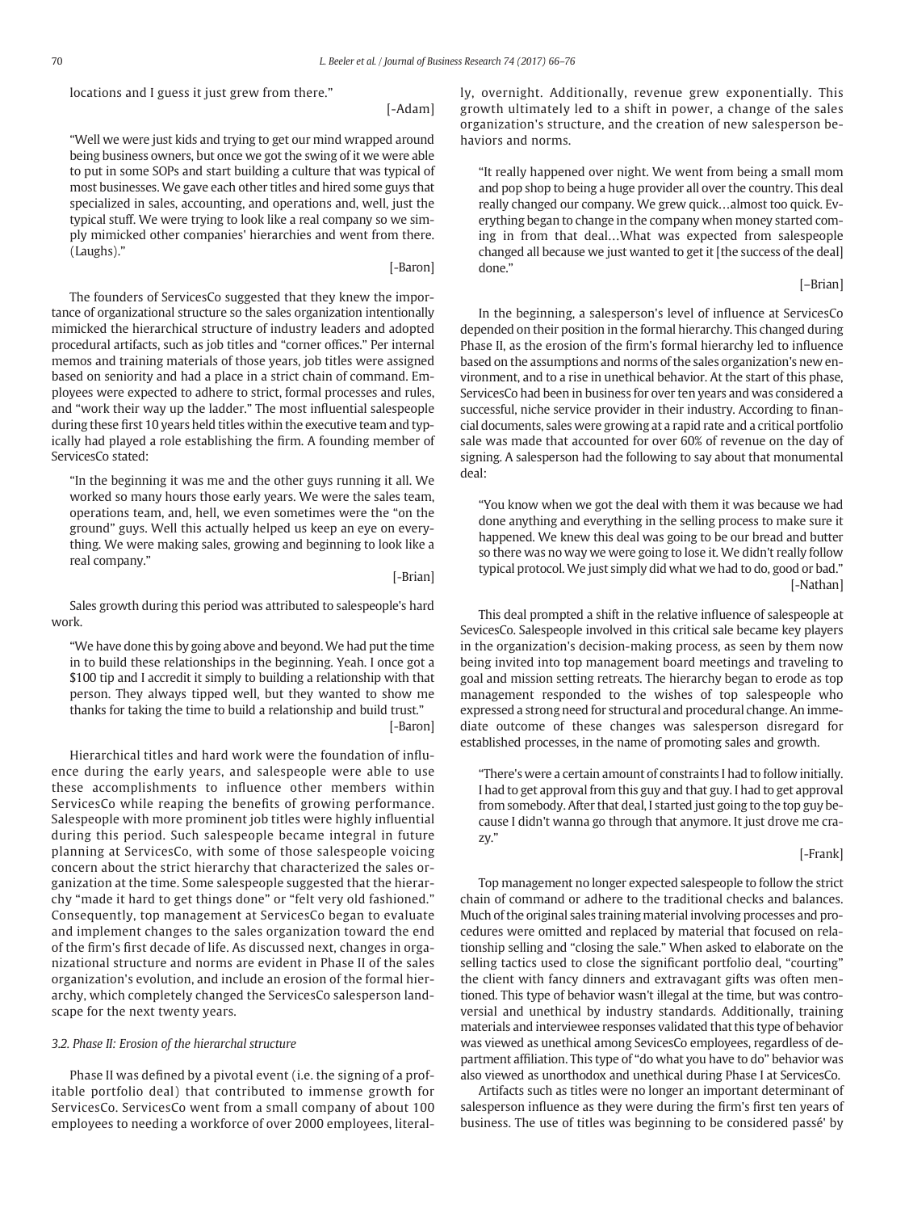locations and I guess it just grew from there."

[-Adam]

"Well we were just kids and trying to get our mind wrapped around being business owners, but once we got the swing of it we were able to put in some SOPs and start building a culture that was typical of most businesses. We gave each other titles and hired some guys that specialized in sales, accounting, and operations and, well, just the typical stuff. We were trying to look like a real company so we simply mimicked other companies' hierarchies and went from there. (Laughs)."

[-Baron]

The founders of ServicesCo suggested that they knew the importance of organizational structure so the sales organization intentionally mimicked the hierarchical structure of industry leaders and adopted procedural artifacts, such as job titles and "corner offices." Per internal memos and training materials of those years, job titles were assigned based on seniority and had a place in a strict chain of command. Employees were expected to adhere to strict, formal processes and rules, and "work their way up the ladder." The most influential salespeople during these first 10 years held titles within the executive team and typically had played a role establishing the firm. A founding member of ServicesCo stated:

"In the beginning it was me and the other guys running it all. We worked so many hours those early years. We were the sales team, operations team, and, hell, we even sometimes were the "on the ground" guys. Well this actually helped us keep an eye on everything. We were making sales, growing and beginning to look like a real company."

[-Brian]

Sales growth during this period was attributed to salespeople's hard work.

"We have done this by going above and beyond. We had put the time in to build these relationships in the beginning. Yeah. I once got a $100 tip and I accredit it simply to building a relationship with that person. They always tipped well, but they wanted to show me thanks for taking the time to build a relationship and build trust."

[-Baron]

Hierarchical titles and hard work were the foundation of influence during the early years, and salespeople were able to use these accomplishments to influence other members within ServicesCo while reaping the benefits of growing performance. Salespeople with more prominent job titles were highly influential during this period. Such salespeople became integral in future planning at ServicesCo, with some of those salespeople voicing concern about the strict hierarchy that characterized the sales organization at the time. Some salespeople suggested that the hierarchy "made it hard to get things done" or "felt very old fashioned." Consequently, top management at ServicesCo began to evaluate and implement changes to the sales organization toward the end of the firm's first decade of life. As discussed next, changes in organizational structure and norms are evident in Phase II of the sales organization's evolution, and include an erosion of the formal hierarchy, which completely changed the ServicesCo salesperson landscape for the next twenty years.

### 3.2. Phase II: Erosion of the hierarchal structure

Phase II was defined by a pivotal event (i.e. the signing of a profitable portfolio deal) that contributed to immense growth for ServicesCo. ServicesCo went from a small company of about 100 employees to needing a workforce of over 2000 employees, literally, overnight. Additionally, revenue grew exponentially. This growth ultimately led to a shift in power, a change of the sales organization's structure, and the creation of new salesperson behaviors and norms.

"It really happened over night. We went from being a small mom and pop shop to being a huge provider all over the country. This deal really changed our company. We grew quick…almost too quick. Everything began to change in the company when money started coming in from that deal…What was expected from salespeople changed all because we just wanted to get it [the success of the deal] done."

[–Brian]

In the beginning, a salesperson's level of influence at ServicesCo depended on their position in the formal hierarchy. This changed during Phase II, as the erosion of the firm's formal hierarchy led to influence based on the assumptions and norms of the sales organization's new environment, and to a rise in unethical behavior. At the start of this phase, ServicesCo had been in business for over ten years and was considered a successful, niche service provider in their industry. According to financial documents, sales were growing at a rapid rate and a critical portfolio sale was made that accounted for over 60% of revenue on the day of signing. A salesperson had the following to say about that monumental deal:

"You know when we got the deal with them it was because we had done anything and everything in the selling process to make sure it happened. We knew this deal was going to be our bread and butter so there was no way we were going to lose it. We didn't really follow typical protocol. We just simply did what we had to do, good or bad."

[-Nathan]

This deal prompted a shift in the relative influence of salespeople at SevicesCo. Salespeople involved in this critical sale became key players in the organization's decision-making process, as seen by them now being invited into top management board meetings and traveling to goal and mission setting retreats. The hierarchy began to erode as top management responded to the wishes of top salespeople who expressed a strong need for structural and procedural change. An immediate outcome of these changes was salesperson disregard for established processes, in the name of promoting sales and growth.

"There's were a certain amount of constraints I had to follow initially. I had to get approval from this guy and that guy. I had to get approval from somebody. After that deal, I started just going to the top guy because I didn't wanna go through that anymore. It just drove me crazy."

[-Frank]

Top management no longer expected salespeople to follow the strict chain of command or adhere to the traditional checks and balances. Much of the original sales training material involving processes and procedures were omitted and replaced by material that focused on relationship selling and "closing the sale." When asked to elaborate on the selling tactics used to close the significant portfolio deal, "courting" the client with fancy dinners and extravagant gifts was often mentioned. This type of behavior wasn't illegal at the time, but was controversial and unethical by industry standards. Additionally, training materials and interviewee responses validated that this type of behavior was viewed as unethical among SevicesCo employees, regardless of department affiliation. This type of "do what you have to do" behavior was also viewed as unorthodox and unethical during Phase I at ServicesCo.

Artifacts such as titles were no longer an important determinant of salesperson influence as they were during the firm's first ten years of business. The use of titles was beginning to be considered passé' by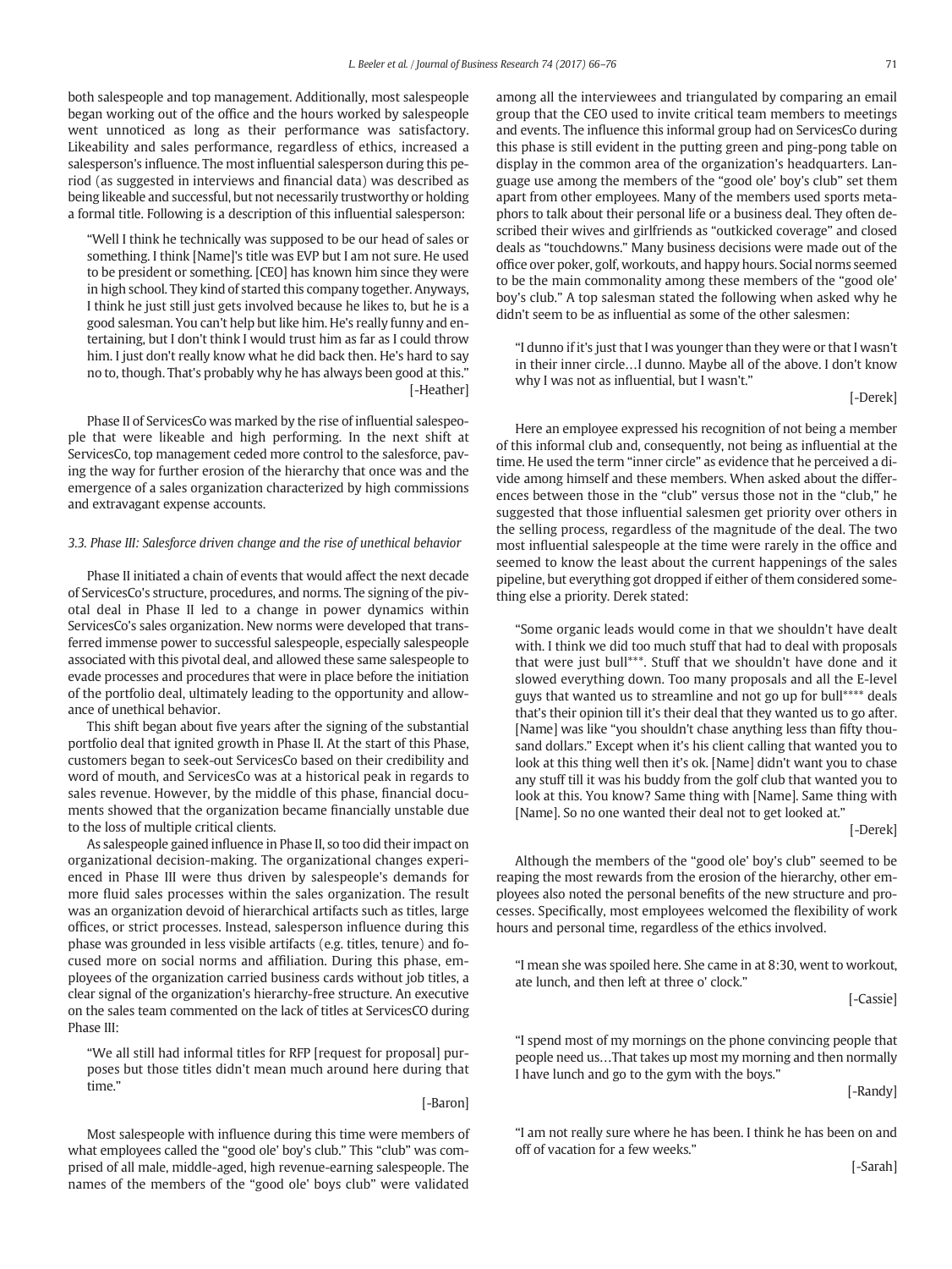both salespeople and top management. Additionally, most salespeople began working out of the office and the hours worked by salespeople went unnoticed as long as their performance was satisfactory. Likeability and sales performance, regardless of ethics, increased a salesperson's influence. The most influential salesperson during this period (as suggested in interviews and financial data) was described as being likeable and successful, but not necessarily trustworthy or holding a formal title. Following is a description of this influential salesperson:

> "Well I think he technically was supposed to be our head of sales or something. I think [Name]'s title was EVP but I am not sure. He used to be president or something. [CEO] has known him since they were in high school. They kind of started this company together. Anyways, I think he just still just gets involved because he likes to, but he is a good salesman. You can't help but like him. He's really funny and entertaining, but I don't think I would trust him as far as I could throw him. I just don't really know what he did back then. He's hard to say no to, though. That's probably why he has always been good at this."
>
> [-Heather]

Phase II of ServicesCo was marked by the rise of influential salespeople that were likeable and high performing. In the next shift at ServicesCo, top management ceded more control to the salesforce, paving the way for further erosion of the hierarchy that once was and the emergence of a sales organization characterized by high commissions and extravagant expense accounts.

### 3.3. Phase III: Salesforce driven change and the rise of unethical behavior

Phase II initiated a chain of events that would affect the next decade of ServicesCo's structure, procedures, and norms. The signing of the pivotal deal in Phase II led to a change in power dynamics within ServicesCo's sales organization. New norms were developed that transferred immense power to successful salespeople, especially salespeople associated with this pivotal deal, and allowed these same salespeople to evade processes and procedures that were in place before the initiation of the portfolio deal, ultimately leading to the opportunity and allowance of unethical behavior.

This shift began about five years after the signing of the substantial portfolio deal that ignited growth in Phase II. At the start of this Phase, customers began to seek-out ServicesCo based on their credibility and word of mouth, and ServicesCo was at a historical peak in regards to sales revenue. However, by the middle of this phase, financial documents showed that the organization became financially unstable due to the loss of multiple critical clients.

As salespeople gained influence in Phase II, so too did their impact on organizational decision-making. The organizational changes experienced in Phase III were thus driven by salespeople's demands for more fluid sales processes within the sales organization. The result was an organization devoid of hierarchical artifacts such as titles, large offices, or strict processes. Instead, salesperson influence during this phase was grounded in less visible artifacts (e.g. titles, tenure) and focused more on social norms and affiliation. During this phase, employees of the organization carried business cards without job titles, a clear signal of the organization's hierarchy-free structure. An executive on the sales team commented on the lack of titles at ServicesCO during Phase III:

> "We all still had informal titles for RFP [request for proposal] purposes but those titles didn't mean much around here during that time."
>
> [-Baron]

Most salespeople with influence during this time were members of what employees called the "good ole' boy's club." This "club" was comprised of all male, middle-aged, high revenue-earning salespeople. The names of the members of the "good ole' boys club" were validated among all the interviewees and triangulated by comparing an email group that the CEO used to invite critical team members to meetings and events. The influence this informal group had on ServicesCo during this phase is still evident in the putting green and ping-pong table on display in the common area of the organization's headquarters. Language use among the members of the "good ole' boy's club" set them apart from other employees. Many of the members used sports metaphors to talk about their personal life or a business deal. They often described their wives and girlfriends as "outkicked coverage" and closed deals as "touchdowns." Many business decisions were made out of the office over poker, golf, workouts, and happy hours. Social norms seemed to be the main commonality among these members of the "good ole' boy's club." A top salesman stated the following when asked why he didn't seem to be as influential as some of the other salesmen:

> "I dunno if it's just that I was younger than they were or that I wasn't in their inner circle…I dunno. Maybe all of the above. I don't know why I was not as influential, but I wasn't."
>
> [-Derek]

Here an employee expressed his recognition of not being a member of this informal club and, consequently, not being as influential at the time. He used the term "inner circle" as evidence that he perceived a divide among himself and these members. When asked about the differences between those in the "club" versus those not in the "club," he suggested that those influential salesmen get priority over others in the selling process, regardless of the magnitude of the deal. The two most influential salespeople at the time were rarely in the office and seemed to know the least about the current happenings of the sales pipeline, but everything got dropped if either of them considered something else a priority. Derek stated:

> "Some organic leads would come in that we shouldn't have dealt with. I think we did too much stuff that had to deal with proposals that were just bull***. Stuff that we shouldn't have done and it slowed everything down. Too many proposals and all the E-level guys that wanted us to streamline and not go up for bull**** deals that's their opinion till it's their deal that they wanted us to go after. [Name] was like "you shouldn't chase anything less than fifty thousand dollars." Except when it's his client calling that wanted you to look at this thing well then it's ok. [Name] didn't want you to chase any stuff till it was his buddy from the golf club that wanted you to look at this. You know? Same thing with [Name]. Same thing with [Name]. So no one wanted their deal not to get looked at."
>
> [-Derek]

Although the members of the "good ole' boy's club" seemed to be reaping the most rewards from the erosion of the hierarchy, other employees also noted the personal benefits of the new structure and processes. Specifically, most employees welcomed the flexibility of work hours and personal time, regardless of the ethics involved.

> "I mean she was spoiled here. She came in at 8:30, went to workout, ate lunch, and then left at three o' clock."
>
> [-Cassie]

> "I spend most of my mornings on the phone convincing people that people need us…That takes up most my morning and then normally I have lunch and go to the gym with the boys."
>
> [-Randy]

> "I am not really sure where he has been. I think he has been on and off of vacation for a few weeks."
>
> [-Sarah]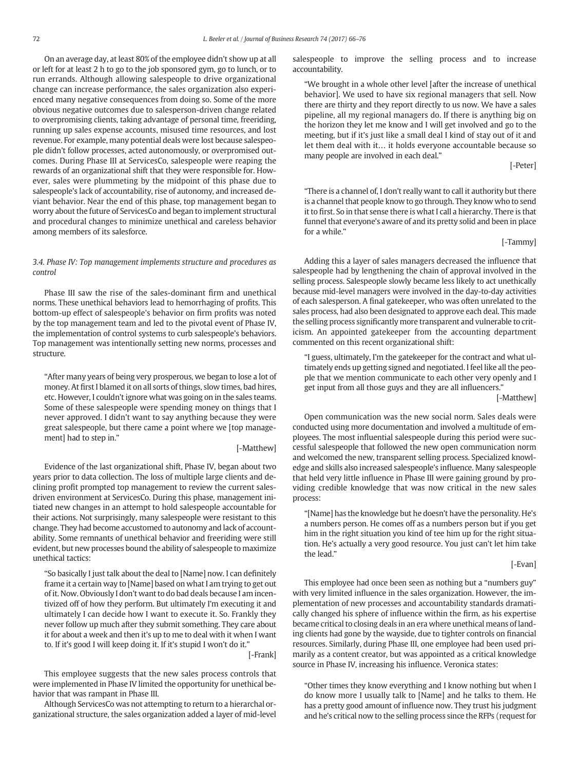On an average day, at least 80% of the employee didn't show up at all or left for at least 2 h to go to the job sponsored gym, go to lunch, or to run errands. Although allowing salespeople to drive organizational change can increase performance, the sales organization also experienced many negative consequences from doing so. Some of the more obvious negative outcomes due to salesperson-driven change related to overpromising clients, taking advantage of personal time, freeriding, running up sales expense accounts, misused time resources, and lost revenue. For example, many potential deals were lost because salespeople didn't follow processes, acted autonomously, or overpromised outcomes. During Phase III at ServicesCo, salespeople were reaping the rewards of an organizational shift that they were responsible for. However, sales were plummeting by the midpoint of this phase due to salespeople's lack of accountability, rise of autonomy, and increased deviant behavior. Near the end of this phase, top management began to worry about the future of ServicesCo and began to implement structural and procedural changes to minimize unethical and careless behavior among members of its salesforce.

### 3.4. Phase IV: Top management implements structure and procedures as control

Phase III saw the rise of the sales-dominant firm and unethical norms. These unethical behaviors lead to hemorrhaging of profits. This bottom-up effect of salespeople's behavior on firm profits was noted by the top management team and led to the pivotal event of Phase IV, the implementation of control systems to curb salespeople's behaviors. Top management was intentionally setting new norms, processes and structure.

> "After many years of being very prosperous, we began to lose a lot of money. At first I blamed it on all sorts of things, slow times, bad hires, etc. However, I couldn't ignore what was going on in the sales teams. Some of these salespeople were spending money on things that I never approved. I didn't want to say anything because they were great salespeople, but there came a point where we [top management] had to step in."
>
> [-Matthew]

Evidence of the last organizational shift, Phase IV, began about two years prior to data collection. The loss of multiple large clients and declining profit prompted top management to review the current sales-driven environment at ServicesCo. During this phase, management initiated new changes in an attempt to hold salespeople accountable for their actions. Not surprisingly, many salespeople were resistant to this change. They had become accustomed to autonomy and lack of accountability. Some remnants of unethical behavior and freeriding were still evident, but new processes bound the ability of salespeople to maximize unethical tactics:

> "So basically I just talk about the deal to [Name] now. I can definitely frame it a certain way to [Name] based on what I am trying to get out of it. Now. Obviously I don't want to do bad deals because I am incentivized off of how they perform. But ultimately I'm executing it and ultimately I can decide how I want to execute it. So. Frankly they never follow up much after they submit something. They care about it for about a week and then it's up to me to deal with it when I want to. If it's good I will keep doing it. If it's stupid I won't do it."
>
> [-Frank]

This employee suggests that the new sales process controls that were implemented in Phase IV limited the opportunity for unethical behavior that was rampant in Phase III.

Although ServicesCo was not attempting to return to a hierarchal organizational structure, the sales organization added a layer of mid-level salespeople to improve the selling process and to increase accountability.

> "We brought in a whole other level [after the increase of unethical behavior]. We used to have six regional managers that sell. Now there are thirty and they report directly to us now. We have a sales pipeline, all my regional managers do. If there is anything big on the horizon they let me know and I will get involved and go to the meeting, but if it's just like a small deal I kind of stay out of it and let them deal with it… it holds everyone accountable because so many people are involved in each deal."
>
> [-Peter]

> "There is a channel of, I don't really want to call it authority but there is a channel that people know to go through. They know who to send it to first. So in that sense there is what I call a hierarchy. There is that funnel that everyone's aware of and its pretty solid and been in place for a while."
>
> [-Tammy]

Adding this a layer of sales managers decreased the influence that salespeople had by lengthening the chain of approval involved in the selling process. Salespeople slowly became less likely to act unethically because mid-level managers were involved in the day-to-day activities of each salesperson. A final gatekeeper, who was often unrelated to the sales process, had also been designated to approve each deal. This made the selling process significantly more transparent and vulnerable to criticism. An appointed gatekeeper from the accounting department commented on this recent organizational shift:

> "I guess, ultimately, I'm the gatekeeper for the contract and what ultimately ends up getting signed and negotiated. I feel like all the people that we mention communicate to each other very openly and I get input from all those guys and they are all influencers."
>
> [-Matthew]

Open communication was the new social norm. Sales deals were conducted using more documentation and involved a multitude of employees. The most influential salespeople during this period were successful salespeople that followed the new open communication norm and welcomed the new, transparent selling process. Specialized knowledge and skills also increased salespeople's influence. Many salespeople that held very little influence in Phase III were gaining ground by providing credible knowledge that was now critical in the new sales process:

> "[Name] has the knowledge but he doesn't have the personality. He's a numbers person. He comes off as a numbers person but if you get him in the right situation you kind of tee him up for the right situation. He's actually a very good resource. You just can't let him take the lead."
>
> [-Evan]

This employee had once been seen as nothing but a "numbers guy" with very limited influence in the sales organization. However, the implementation of new processes and accountability standards dramatically changed his sphere of influence within the firm, as his expertise became critical to closing deals in an era where unethical means of landing clients had gone by the wayside, due to tighter controls on financial resources. Similarly, during Phase III, one employee had been used primarily as a content creator, but was appointed as a critical knowledge source in Phase IV, increasing his influence. Veronica states:

> "Other times they know everything and I know nothing but when I do know more I usually talk to [Name] and he talks to them. He has a pretty good amount of influence now. They trust his judgment and he's critical now to the selling process since the RFPs (request for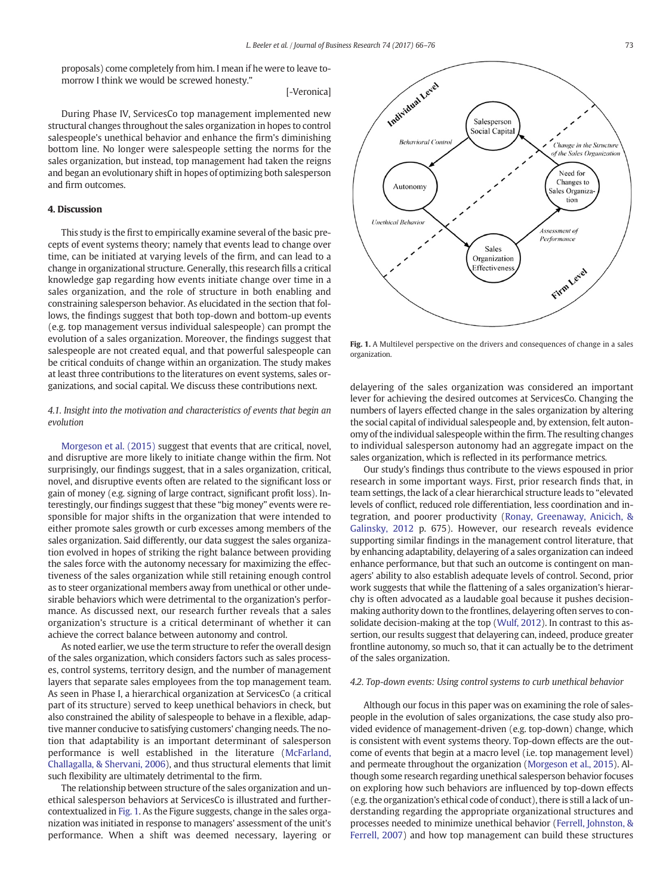proposals) come completely from him. I mean if he were to leave tomorrow I think we would be screwed honesty."

[-Veronica]

During Phase IV, ServicesCo top management implemented new structural changes throughout the sales organization in hopes to control salespeople's unethical behavior and enhance the firm's diminishing bottom line. No longer were salespeople setting the norms for the sales organization, but instead, top management had taken the reigns and began an evolutionary shift in hopes of optimizing both salesperson and firm outcomes.

## 4. Discussion

This study is the first to empirically examine several of the basic precepts of event systems theory; namely that events lead to change over time, can be initiated at varying levels of the firm, and can lead to a change in organizational structure. Generally, this research fills a critical knowledge gap regarding how events initiate change over time in a sales organization, and the role of structure in both enabling and constraining salesperson behavior. As elucidated in the section that follows, the findings suggest that both top-down and bottom-up events (e.g. top management versus individual salespeople) can prompt the evolution of a sales organization. Moreover, the findings suggest that salespeople are not created equal, and that powerful salespeople can be critical conduits of change within an organization. The study makes at least three contributions to the literatures on event systems, sales organizations, and social capital. We discuss these contributions next.

### *4.1. Insight into the motivation and characteristics of events that begin an evolution*

Morgeson et al. (2015) suggest that events that are critical, novel, and disruptive are more likely to initiate change within the firm. Not surprisingly, our findings suggest, that in a sales organization, critical, novel, and disruptive events often are related to the significant loss or gain of money (e.g. signing of large contract, significant profit loss). Interestingly, our findings suggest that these "big money" events were responsible for major shifts in the organization that were intended to either promote sales growth or curb excesses among members of the sales organization. Said differently, our data suggest the sales organization evolved in hopes of striking the right balance between providing the sales force with the autonomy necessary for maximizing the effectiveness of the sales organization while still retaining enough control as to steer organizational members away from unethical or other undesirable behaviors which were detrimental to the organization's performance. As discussed next, our research further reveals that a sales organization's structure is a critical determinant of whether it can achieve the correct balance between autonomy and control.

As noted earlier, we use the term structure to refer the overall design of the sales organization, which considers factors such as sales processes, control systems, territory design, and the number of management layers that separate sales employees from the top management team. As seen in Phase I, a hierarchical organization at ServicesCo (a critical part of its structure) served to keep unethical behaviors in check, but also constrained the ability of salespeople to behave in a flexible, adaptive manner conducive to satisfying customers' changing needs. The notion that adaptability is an important determinant of salesperson performance is well established in the literature (McFarland, Challagalla, & Shervani, 2006), and thus structural elements that limit such flexibility are ultimately detrimental to the firm.

The relationship between structure of the sales organization and unethical salesperson behaviors at ServicesCo is illustrated and further-contextualized in Fig. 1. As the Figure suggests, change in the sales organization was initiated in response to managers' assessment of the unit's performance. When a shift was deemed necessary, layering or

Fig. 1. A Multilevel perspective on the drivers and consequences of change in a sales organization.

delayering of the sales organization was considered an important lever for achieving the desired outcomes at ServicesCo. Changing the numbers of layers effected change in the sales organization by altering the social capital of individual salespeople and, by extension, felt autonomy of the individual salespeople within the firm. The resulting changes to individual salesperson autonomy had an aggregate impact on the sales organization, which is reflected in its performance metrics.

Our study's findings thus contribute to the views espoused in prior research in some important ways. First, prior research finds that, in team settings, the lack of a clear hierarchical structure leads to "elevated levels of conflict, reduced role differentiation, less coordination and integration, and poorer productivity (Ronay, Greenaway, Anicich, & Galinsky, 2012 p. 675). However, our research reveals evidence supporting similar findings in the management control literature, that by enhancing adaptability, delayering of a sales organization can indeed enhance performance, but that such an outcome is contingent on managers' ability to also establish adequate levels of control. Second, prior work suggests that while the flattening of a sales organization's hierarchy is often advocated as a laudable goal because it pushes decision-making authority down to the frontlines, delayering often serves to consolidate decision-making at the top (Wulf, 2012). In contrast to this assertion, our results suggest that delayering can, indeed, produce greater frontline autonomy, so much so, that it can actually be to the detriment of the sales organization.

### *4.2. Top-down events: Using control systems to curb unethical behavior*

Although our focus in this paper was on examining the role of salespeople in the evolution of sales organizations, the case study also provided evidence of management-driven (e.g. top-down) change, which is consistent with event systems theory. Top-down effects are the outcome of events that begin at a macro level (i.e. top management level) and permeate throughout the organization (Morgeson et al., 2015). Although some research regarding unethical salesperson behavior focuses on exploring how such behaviors are influenced by top-down effects (e.g. the organization's ethical code of conduct), there is still a lack of understanding regarding the appropriate organizational structures and processes needed to minimize unethical behavior (Ferrell, Johnston, & Ferrell, 2007) and how top management can build these structures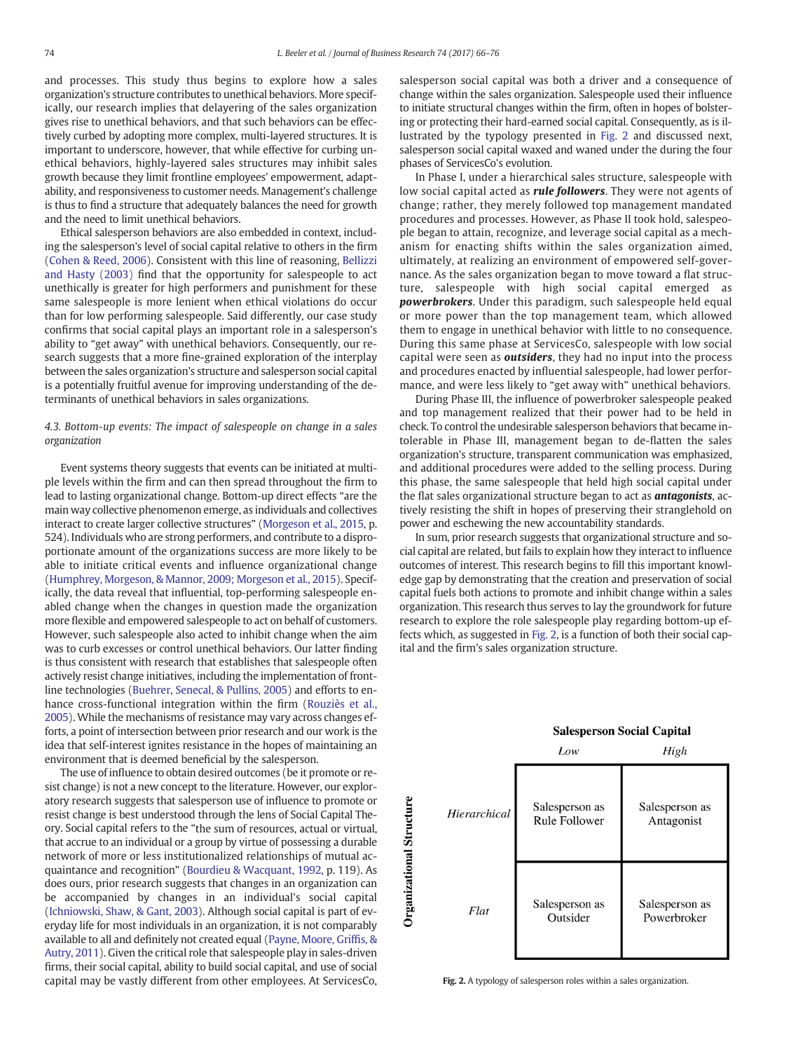and processes. This study thus begins to explore how a sales organization's structure contributes to unethical behaviors. More specifically, our research implies that delayering of the sales organization gives rise to unethical behaviors, and that such behaviors can be effectively curbed by adopting more complex, multi-layered structures. It is important to underscore, however, that while effective for curbing unethical behaviors, highly-layered sales structures may inhibit sales growth because they limit frontline employees' empowerment, adaptability, and responsiveness to customer needs. Management's challenge is thus to find a structure that adequately balances the need for growth and the need to limit unethical behaviors.

Ethical salesperson behaviors are also embedded in context, including the salesperson's level of social capital relative to others in the firm (Cohen & Reed, 2006). Consistent with this line of reasoning, Bellizzi and Hasty (2003) find that the opportunity for salespeople to act unethically is greater for high performers and punishment for these same salespeople is more lenient when ethical violations do occur than for low performing salespeople. Said differently, our case study confirms that social capital plays an important role in a salesperson's ability to "get away" with unethical behaviors. Consequently, our research suggests that a more fine-grained exploration of the interplay between the sales organization's structure and salesperson social capital is a potentially fruitful avenue for improving understanding of the determinants of unethical behaviors in sales organizations.

### 4.3. Bottom-up events: The impact of salespeople on change in a sales organization

Event systems theory suggests that events can be initiated at multiple levels within the firm and can then spread throughout the firm to lead to lasting organizational change. Bottom-up direct effects "are the main way collective phenomenon emerge, as individuals and collectives interact to create larger collective structures" (Morgeson et al., 2015, p. 524). Individuals who are strong performers, and contribute to a disproportionate amount of the organizations success are more likely to be able to initiate critical events and influence organizational change (Humphrey, Morgeson, & Mannor, 2009; Morgeson et al., 2015). Specifically, the data reveal that influential, top-performing salespeople enabled change when the changes in question made the organization more flexible and empowered salespeople to act on behalf of customers. However, such salespeople also acted to inhibit change when the aim was to curb excesses or control unethical behaviors. Our latter finding is thus consistent with research that establishes that salespeople often actively resist change initiatives, including the implementation of frontline technologies (Buehrer, Senecal, & Pullins, 2005) and efforts to enhance cross-functional integration within the firm (Rouziès et al., 2005). While the mechanisms of resistance may vary across changes efforts, a point of intersection between prior research and our work is the idea that self-interest ignites resistance in the hopes of maintaining an environment that is deemed beneficial by the salesperson.

The use of influence to obtain desired outcomes (be it promote or resist change) is not a new concept to the literature. However, our exploratory research suggests that salesperson use of influence to promote or resist change is best understood through the lens of Social Capital Theory. Social capital refers to the "the sum of resources, actual or virtual, that accrue to an individual or a group by virtue of possessing a durable network of more or less institutionalized relationships of mutual acquaintance and recognition" (Bourdieu & Wacquant, 1992, p. 119). As does ours, prior research suggests that changes in an organization can be accompanied by changes in an individual's social capital (Ichniowski, Shaw, & Gant, 2003). Although social capital is part of everyday life for most individuals in an organization, it is not comparably available to all and definitely not created equal (Payne, Moore, Griffis, & Autry, 2011). Given the critical role that salespeople play in sales-driven firms, their social capital, ability to build social capital, and use of social capital may be vastly different from other employees. At ServicesCo, salesperson social capital was both a driver and a consequence of change within the sales organization. Salespeople used their influence to initiate structural changes within the firm, often in hopes of bolstering or protecting their hard-earned social capital. Consequently, as is illustrated by the typology presented in Fig. 2 and discussed next, salesperson social capital waxed and waned under the during the four phases of ServicesCo's evolution.

In Phase I, under a hierarchical sales structure, salespeople with low social capital acted as ***rule followers***. They were not agents of change; rather, they merely followed top management mandated procedures and processes. However, as Phase II took hold, salespeople began to attain, recognize, and leverage social capital as a mechanism for enacting shifts within the sales organization aimed, ultimately, at realizing an environment of empowered self-governance. As the sales organization began to move toward a flat structure, salespeople with high social capital emerged as ***powerbrokers***. Under this paradigm, such salespeople held equal or more power than the top management team, which allowed them to engage in unethical behavior with little to no consequence. During this same phase at ServicesCo, salespeople with low social capital were seen as ***outsiders***, they had no input into the process and procedures enacted by influential salespeople, had lower performance, and were less likely to "get away with" unethical behaviors.

During Phase III, the influence of powerbroker salespeople peaked and top management realized that their power had to be held in check. To control the undesirable salesperson behaviors that became intolerable in Phase III, management began to de-flatten the sales organization's structure, transparent communication was emphasized, and additional procedures were added to the selling process. During this phase, the same salespeople that held high social capital under the flat sales organizational structure began to act as ***antagonists***, actively resisting the shift in hopes of preserving their stranglehold on power and eschewing the new accountability standards.

In sum, prior research suggests that organizational structure and social capital are related, but fails to explain how they interact to influence outcomes of interest. This research begins to fill this important knowledge gap by demonstrating that the creation and preservation of social capital fuels both actions to promote and inhibit change within a sales organization. This research thus serves to lay the groundwork for future research to explore the role salespeople play regarding bottom-up effects which, as suggested in Fig. 2, is a function of both their social capital and the firm's sales organization structure.

**Salesperson Social Capital**
*Low* *High*
**Organizational Structure**
*Hierarchical*: Salesperson as Rule Follower; Salesperson as Antagonist
*Flat*: Salesperson as Outsider; Salesperson as Powerbroker

**Fig. 2.** A typology of salesperson roles within a sales organization.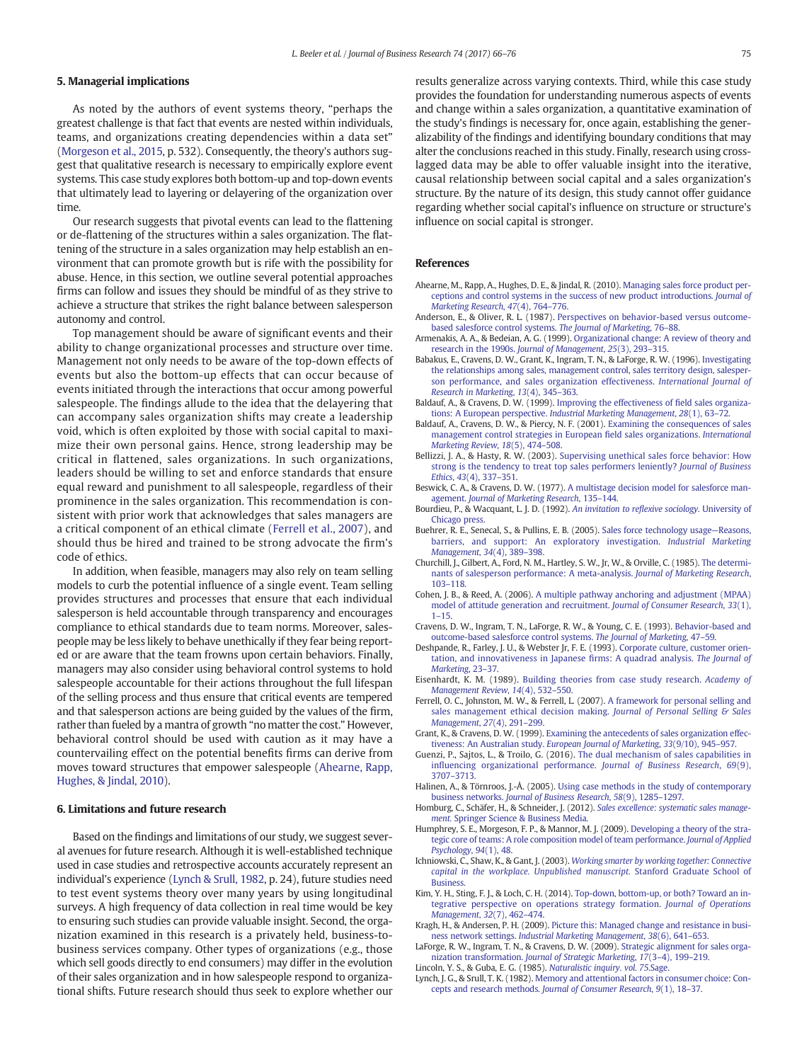## 5. Managerial implications

As noted by the authors of event systems theory, "perhaps the greatest challenge is that fact that events are nested within individuals, teams, and organizations creating dependencies within a data set" (Morgeson et al., 2015, p. 532). Consequently, the theory's authors suggest that qualitative research is necessary to empirically explore event systems. This case study explores both bottom-up and top-down events that ultimately lead to layering or delayering of the organization over time.

Our research suggests that pivotal events can lead to the flattening or de-flattening of the structures within a sales organization. The flattening of the structure in a sales organization may help establish an environment that can promote growth but is rife with the possibility for abuse. Hence, in this section, we outline several potential approaches firms can follow and issues they should be mindful of as they strive to achieve a structure that strikes the right balance between salesperson autonomy and control.

Top management should be aware of significant events and their ability to change organizational processes and structure over time. Management not only needs to be aware of the top-down effects of events but also the bottom-up effects that can occur because of events initiated through the interactions that occur among powerful salespeople. The findings allude to the idea that the delayering that can accompany sales organization shifts may create a leadership void, which is often exploited by those with social capital to maximize their own personal gains. Hence, strong leadership may be critical in flattened, sales organizations. In such organizations, leaders should be willing to set and enforce standards that ensure equal reward and punishment to all salespeople, regardless of their prominence in the sales organization. This recommendation is consistent with prior work that acknowledges that sales managers are a critical component of an ethical climate (Ferrell et al., 2007), and should thus be hired and trained to be strong advocate the firm's code of ethics.

In addition, when feasible, managers may also rely on team selling models to curb the potential influence of a single event. Team selling provides structures and processes that ensure that each individual salesperson is held accountable through transparency and encourages compliance to ethical standards due to team norms. Moreover, salespeople may be less likely to behave unethically if they fear being reported or are aware that the team frowns upon certain behaviors. Finally, managers may also consider using behavioral control systems to hold salespeople accountable for their actions throughout the full lifespan of the selling process and thus ensure that critical events are tempered and that salesperson actions are being guided by the values of the firm, rather than fueled by a mantra of growth "no matter the cost." However, behavioral control should be used with caution as it may have a countervailing effect on the potential benefits firms can derive from moves toward structures that empower salespeople (Ahearne, Rapp, Hughes, & Jindal, 2010).

## 6. Limitations and future research

Based on the findings and limitations of our study, we suggest several avenues for future research. Although it is well-established technique used in case studies and retrospective accounts accurately represent an individual's experience (Lynch & Srull, 1982, p. 24), future studies need to test event systems theory over many years by using longitudinal surveys. A high frequency of data collection in real time would be key to ensuring such studies can provide valuable insight. Second, the organization examined in this research is a privately held, business-to-business services company. Other types of organizations (e.g., those which sell goods directly to end consumers) may differ in the evolution of their sales organization and in how salespeople respond to organizational shifts. Future research should thus seek to explore whether our results generalize across varying contexts. Third, while this case study provides the foundation for understanding numerous aspects of events and change within a sales organization, a quantitative examination of the study's findings is necessary for, once again, establishing the generalizability of the findings and identifying boundary conditions that may alter the conclusions reached in this study. Finally, research using cross-lagged data may be able to offer valuable insight into the iterative, causal relationship between social capital and a sales organization's structure. By the nature of its design, this study cannot offer guidance regarding whether social capital's influence on structure or structure's influence on social capital is stronger.

## References

Ahearne, M., Rapp, A., Hughes, D. E., & Jindal, R. (2010). Managing sales force product perceptions and control systems in the success of new product introductions. *Journal of Marketing Research*, *47*(4), 764–776.

Anderson, E., & Oliver, R. L. (1987). Perspectives on behavior-based versus outcome-based salesforce control systems. *The Journal of Marketing*, 76–88.

Armenakis, A. A., & Bedeian, A. G. (1999). Organizational change: A review of theory and research in the 1990s. *Journal of Management*, *25*(3), 293–315.

Babakus, E., Cravens, D. W., Grant, K., Ingram, T. N., & LaForge, R. W. (1996). Investigating the relationships among sales, management control, sales territory design, salesperson performance, and sales organization effectiveness. *International Journal of Research in Marketing*, *13*(4), 345–363.

Baldauf, A., & Cravens, D. W. (1999). Improving the effectiveness of field sales organizations: A European perspective. *Industrial Marketing Management*, *28*(1), 63–72.

Baldauf, A., Cravens, D. W., & Piercy, N. F. (2001). Examining the consequences of sales management control strategies in European field sales organizations. *International Marketing Review*, *18*(5), 474–508.

Bellizzi, J. A., & Hasty, R. W. (2003). Supervising unethical sales force behavior: How strong is the tendency to treat top sales performers leniently? *Journal of Business Ethics*, *43*(4), 337–351.

Beswick, C. A., & Cravens, D. W. (1977). A multistage decision model for salesforce management. *Journal of Marketing Research*, 135–144.

Bourdieu, P., & Wacquant, L. J. D. (1992). *An invitation to reflexive sociology*. University of Chicago press.

Buehrer, R. E., Senecal, S., & Pullins, E. B. (2005). Sales force technology usage—Reasons, barriers, and support: An exploratory investigation. *Industrial Marketing Management*, *34*(4), 389–398.

Churchill, J., Gilbert, A., Ford, N. M., Hartley, S. W., Jr, W., & Orville, C. (1985). The determinants of salesperson performance: A meta-analysis. *Journal of Marketing Research*, 103–118.

Cohen, J. B., & Reed, A. (2006). A multiple pathway anchoring and adjustment (MPAA) model of attitude generation and recruitment. *Journal of Consumer Research*, *33*(1), 1–15.

Cravens, D. W., Ingram, T. N., LaForge, R. W., & Young, C. E. (1993). Behavior-based and outcome-based salesforce control systems. *The Journal of Marketing*, 47–59.

Deshpande, R., Farley, J. U., & Webster Jr, F. E. (1993). Corporate culture, customer orientation, and innovativeness in Japanese firms: A quadrad analysis. *The Journal of Marketing*, 23–37.

Eisenhardt, K. M. (1989). Building theories from case study research. *Academy of Management Review*, *14*(4), 532–550.

Ferrell, O. C., Johnston, M. W., & Ferrell, L. (2007). A framework for personal selling and sales management ethical decision making. *Journal of Personal Selling & Sales Management*, *27*(4), 291–299.

Grant, K., & Cravens, D. W. (1999). Examining the antecedents of sales organization effectiveness: An Australian study. *European Journal of Marketing*, *33*(9/10), 945–957.

Guenzi, P., Sajtos, L., & Troilo, G. (2016). The dual mechanism of sales capabilities in influencing organizational performance. *Journal of Business Research*, *69*(9), 3707–3713.

Halinen, A., & Törnroos, J.-Å. (2005). Using case methods in the study of contemporary business networks. *Journal of Business Research*, *58*(9), 1285–1297.

Homburg, C., Schäfer, H., & Schneider, J. (2012). *Sales excellence: systematic sales management*. Springer Science & Business Media.

Humphrey, S. E., Morgeson, F. P., & Mannor, M. J. (2009). Developing a theory of the strategic core of teams: A role composition model of team performance. *Journal of Applied Psychology*, *94*(1), 48.

Ichniowski, C., Shaw, K., & Gant, J. (2003). *Working smarter by working together: Connective capital in the workplace. Unpublished manuscript*. Stanford Graduate School of Business.

Kim, Y. H., Sting, F. J., & Loch, C. H. (2014). Top-down, bottom-up, or both? Toward an integrative perspective on operations strategy formation. *Journal of Operations Management*, *32*(7), 462–474.

Kragh, H., & Andersen, P. H. (2009). Picture this: Managed change and resistance in business network settings. *Industrial Marketing Management*, *38*(6), 641–653.

LaForge, R. W., Ingram, T. N., & Cravens, D. W. (2009). Strategic alignment for sales organization transformation. *Journal of Strategic Marketing*, *17*(3–4), 199–219.

Lincoln, Y. S., & Guba, E. G. (1985). *Naturalistic inquiry. vol. 75*.Sage.

Lynch, J. G., & Srull, T. K. (1982). Memory and attentional factors in consumer choice: Concepts and research methods. *Journal of Consumer Research*, *9*(1), 18–37.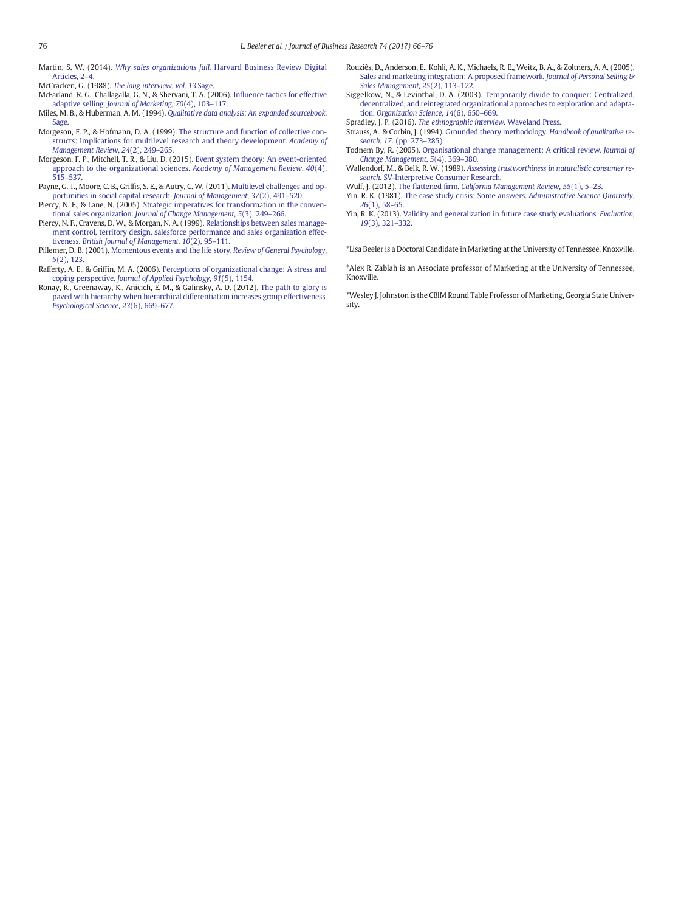Martin, S. W. (2014). *Why sales organizations fail*. Harvard Business Review Digital Articles, 2–4.

McCracken, G. (1988). *The long interview. vol. 13*.Sage.

McFarland, R. G., Challagalla, G. N., & Shervani, T. A. (2006). Influence tactics for effective adaptive selling. *Journal of Marketing*, *70*(4), 103–117.

Miles, M. B., & Huberman, A. M. (1994). *Qualitative data analysis: An expanded sourcebook*. Sage.

Morgeson, F. P., & Hofmann, D. A. (1999). The structure and function of collective constructs: Implications for multilevel research and theory development. *Academy of Management Review*, *24*(2), 249–265.

Morgeson, F. P., Mitchell, T. R., & Liu, D. (2015). Event system theory: An event-oriented approach to the organizational sciences. *Academy of Management Review*, *40*(4), 515–537.

Payne, G. T., Moore, C. B., Griffis, S. E., & Autry, C. W. (2011). Multilevel challenges and opportunities in social capital research. *Journal of Management*, *37*(2), 491–520.

Piercy, N. F., & Lane, N. (2005). Strategic imperatives for transformation in the conventional sales organization. *Journal of Change Management*, *5*(3), 249–266.

Piercy, N. F., Cravens, D. W., & Morgan, N. A. (1999). Relationships between sales management control, territory design, salesforce performance and sales organization effectiveness. *British Journal of Management*, *10*(2), 95–111.

Pillemer, D. B. (2001). Momentous events and the life story. *Review of General Psychology*, *5*(2), 123.

Rafferty, A. E., & Griffin, M. A. (2006). Perceptions of organizational change: A stress and coping perspective. *Journal of Applied Psychology*, *91*(5), 1154.

Ronay, R., Greenaway, K., Anicich, E. M., & Galinsky, A. D. (2012). The path to glory is paved with hierarchy when hierarchical differentiation increases group effectiveness. *Psychological Science*, *23*(6), 669–677.

Rouziès, D., Anderson, E., Kohli, A. K., Michaels, R. E., Weitz, B. A., & Zoltners, A. A. (2005). Sales and marketing integration: A proposed framework. *Journal of Personal Selling & Sales Management*, *25*(2), 113–122.

Siggelkow, N., & Levinthal, D. A. (2003). Temporarily divide to conquer: Centralized, decentralized, and reintegrated organizational approaches to exploration and adaptation. *Organization Science*, *14*(6), 650–669.

Spradley, J. P. (2016). *The ethnographic interview*. Waveland Press.

Strauss, A., & Corbin, J. (1994). Grounded theory methodology. *Handbook of qualitative research. 17*. (pp. 273–285).

Todnem By, R. (2005). Organisational change management: A critical review. *Journal of Change Management*, *5*(4), 369–380.

Wallendorf, M., & Belk, R. W. (1989). *Assessing trustworthiness in naturalistic consumer research*. SV-Interpretive Consumer Research.

Wulf, J. (2012). The flattened firm. *California Management Review*, *55*(1), 5–23.

Yin, R. K. (1981). The case study crisis: Some answers. *Administrative Science Quarterly*, *26*(1), 58–65.

Yin, R. K. (2013). Validity and generalization in future case study evaluations. *Evaluation*, *19*(3), 321–332.

*Lisa Beeler is a Doctoral Candidate in Marketing at the University of Tennessee, Knoxville.

*Alex R. Zablah is an Associate professor of Marketing at the University of Tennessee, Knoxville.

*Wesley J. Johnston is the CBIM Round Table Professor of Marketing, Georgia State University.